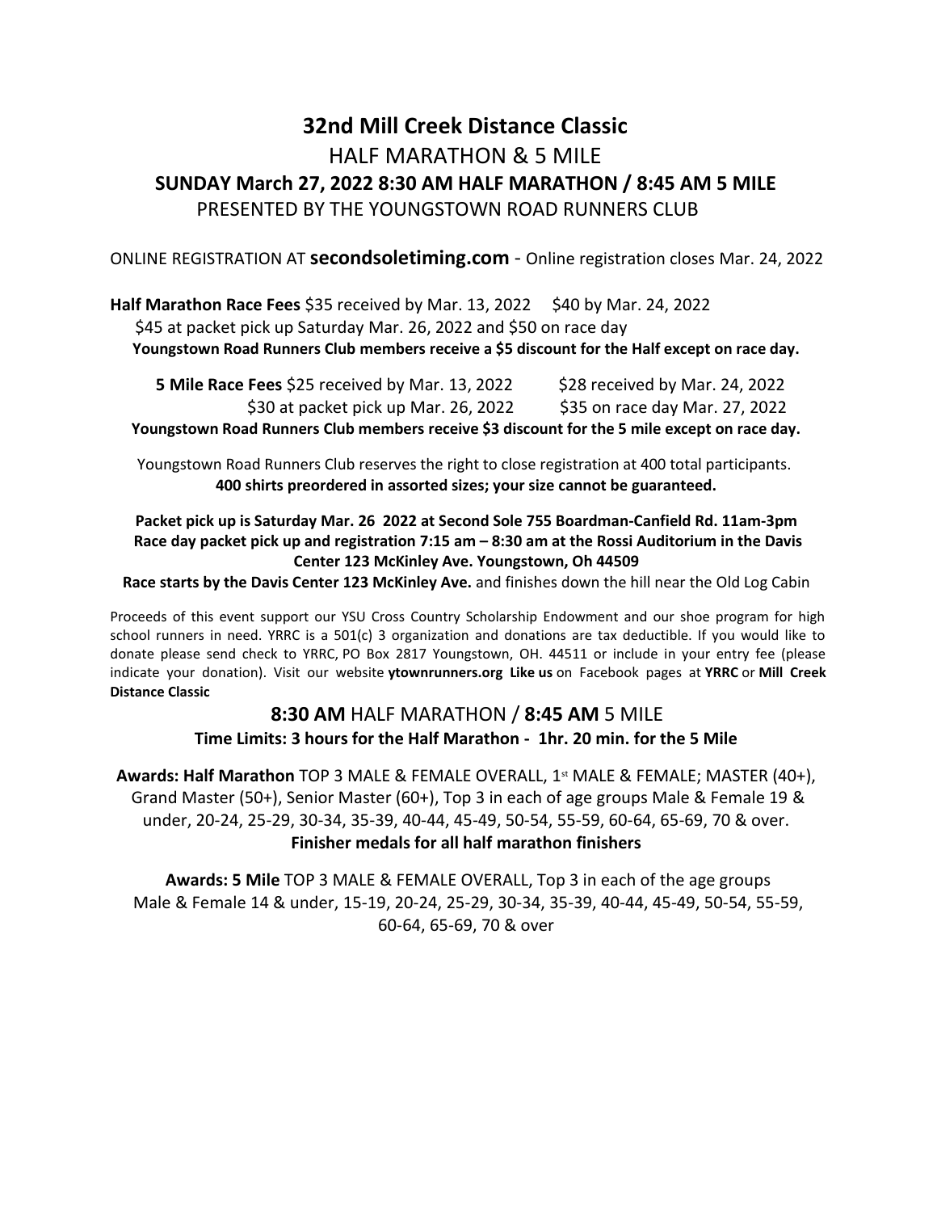# 32nd Mill Creek Distance Classic

## HALF MARATHON & 5 MILE

### SUNDAY March 27, 2022 8:30 AM HALF MARATHON / 8:45 AM 5 MILE

PRESENTED BY THE YOUNGSTOWN ROAD RUNNERS CLUB

ONLINE REGISTRATION AT **secondsoletiming.com** - Online registration closes Mar. 24, 2022

**Half Marathon Race Fees** $35 received by Mar. 13, 2022 $40 by Mar. 24, 2022
$45 at packet pick up Saturday Mar. 26, 2022 and $50 on race day
**Youngstown Road Runners Club members receive a $5 discount for the Half except on race day.**

**5 Mile Race Fees** $25 received by Mar. 13, 2022 $28 received by Mar. 24, 2022
$30 at packet pick up Mar. 26, 2022 $35 on race day Mar. 27, 2022
**Youngstown Road Runners Club members receive $3 discount for the 5 mile except on race day.**

Youngstown Road Runners Club reserves the right to close registration at 400 total participants.
**400 shirts preordered in assorted sizes; your size cannot be guaranteed.**

**Packet pick up is Saturday Mar. 26 2022 at Second Sole 755 Boardman-Canfield Rd. 11am-3pm**
**Race day packet pick up and registration 7:15 am – 8:30 am at the Rossi Auditorium in the Davis Center 123 McKinley Ave. Youngstown, Oh 44509**
**Race starts by the Davis Center 123 McKinley Ave.** and finishes down the hill near the Old Log Cabin

Proceeds of this event support our YSU Cross Country Scholarship Endowment and our shoe program for high school runners in need. YRRC is a 501(c) 3 organization and donations are tax deductible. If you would like to donate please send check to YRRC, PO Box 2817 Youngstown, OH. 44511 or include in your entry fee (please indicate your donation). Visit our website **ytownrunners.org** **Like us** on Facebook pages at **YRRC** or **Mill Creek Distance Classic**

### 8:30 AM HALF MARATHON / 8:45 AM 5 MILE

**Time Limits: 3 hours for the Half Marathon - 1hr. 20 min. for the 5 Mile**

**Awards: Half Marathon** TOP 3 MALE & FEMALE OVERALL, 1st MALE & FEMALE; MASTER (40+), Grand Master (50+), Senior Master (60+), Top 3 in each of age groups Male & Female 19 & under, 20-24, 25-29, 30-34, 35-39, 40-44, 45-49, 50-54, 55-59, 60-64, 65-69, 70 & over.
**Finisher medals for all half marathon finishers**

**Awards: 5 Mile** TOP 3 MALE & FEMALE OVERALL, Top 3 in each of the age groups Male & Female 14 & under, 15-19, 20-24, 25-29, 30-34, 35-39, 40-44, 45-49, 50-54, 55-59, 60-64, 65-69, 70 & over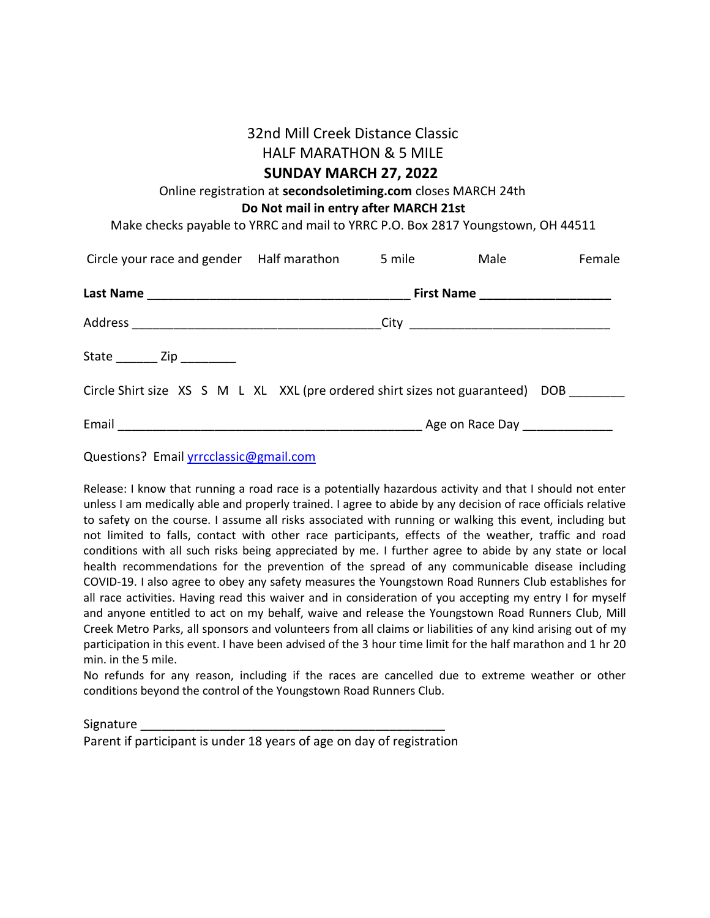# 32nd Mill Creek Distance Classic

## HALF MARATHON & 5 MILE

## SUNDAY MARCH 27, 2022

Online registration at **secondsoletiming.com** closes MARCH 24th

**Do Not mail in entry after MARCH 21st**

Make checks payable to YRRC and mail to YRRC P.O. Box 2817 Youngstown, OH 44511

Circle your race and gender   Half marathon   5 mile   Male   Female

**Last Name** ______________________________________ **First Name** __________________

Address ____________________________________City _____________________________

State ______ Zip ________

Circle Shirt size  XS  S  M  L  XL  XXL (pre ordered shirt sizes not guaranteed)  DOB ________

Email ____________________________________________ Age on Race Day _____________

Questions? Email yrrcclassic@gmail.com

Release: I know that running a road race is a potentially hazardous activity and that I should not enter unless I am medically able and properly trained. I agree to abide by any decision of race officials relative to safety on the course. I assume all risks associated with running or walking this event, including but not limited to falls, contact with other race participants, effects of the weather, traffic and road conditions with all such risks being appreciated by me. I further agree to abide by any state or local health recommendations for the prevention of the spread of any communicable disease including COVID-19. I also agree to obey any safety measures the Youngstown Road Runners Club establishes for all race activities. Having read this waiver and in consideration of you accepting my entry I for myself and anyone entitled to act on my behalf, waive and release the Youngstown Road Runners Club, Mill Creek Metro Parks, all sponsors and volunteers from all claims or liabilities of any kind arising out of my participation in this event. I have been advised of the 3 hour time limit for the half marathon and 1 hr 20 min. in the 5 mile.

No refunds for any reason, including if the races are cancelled due to extreme weather or other conditions beyond the control of the Youngstown Road Runners Club.

Signature ____________________________________________

Parent if participant is under 18 years of age on day of registration